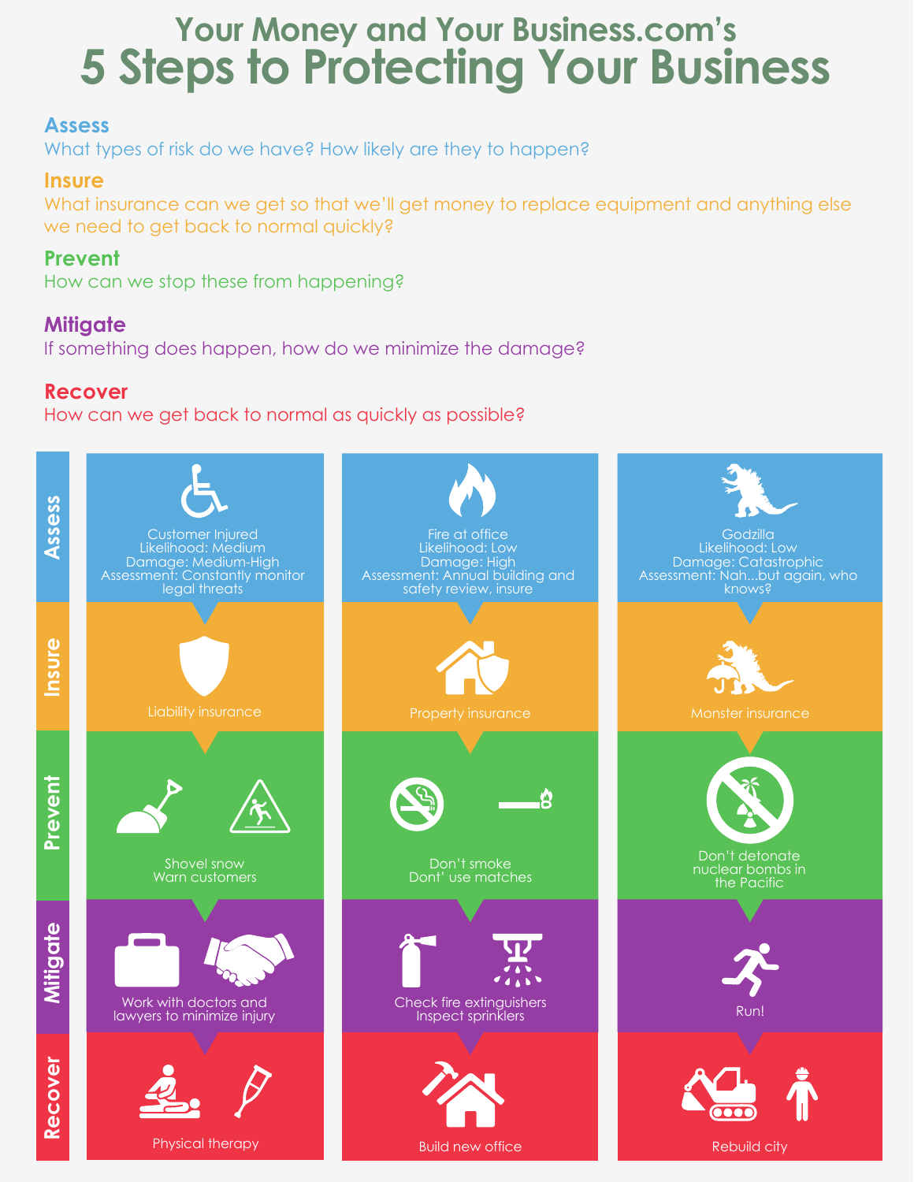# Your Money and Your Business.com's
# 5 Steps to Protecting Your Business

**Assess**
What types of risk do we have? How likely are they to happen?

**Insure**
What insurance can we get so that we'll get money to replace equipment and anything else we need to get back to normal quickly?

**Prevent**
How can we stop these from happening?

**Mitigate**
If something does happen, how do we minimize the damage?

**Recover**
How can we get back to normal as quickly as possible?

| | Customer Injured | Fire at office | Godzilla |
|---|---|---|---|
| **Assess** | Customer Injured<br>Likelihood: Medium<br>Damage: Medium-High<br>Assessment: Constantly monitor legal threats | Fire at office<br>Likelihood: Low<br>Damage: High<br>Assessment: Annual building and safety review, insure | Godzilla<br>Likelihood: Low<br>Damage: Catastrophic<br>Assessment: Nah...but again, who knows? |
| **Insure** | Liability insurance | Property insurance | Monster insurance |
| **Prevent** | Shovel snow<br>Warn customers | Don't smoke<br>Dont' use matches | Don't detonate nuclear bombs in the Pacific |
| **Mitigate** | Work with doctors and lawyers to minimize injury | Check fire extinguishers<br>Inspect sprinklers | Run! |
| **Recover** | Physical therapy | Build new office | Rebuild city |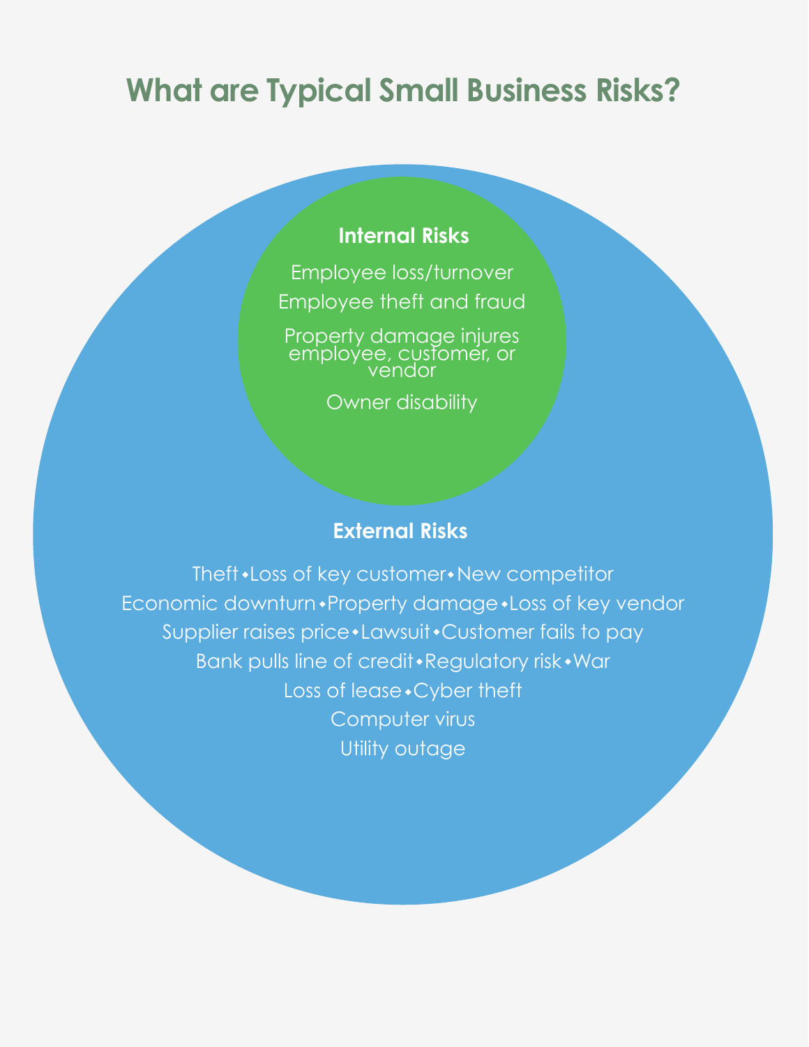# What are Typical Small Business Risks?

## Internal Risks

Employee loss/turnover

Employee theft and fraud

Property damage injures employee, customer, or vendor

Owner disability

## External Risks

Theft • Loss of key customer • New competitor

Economic downturn • Property damage • Loss of key vendor

Supplier raises price • Lawsuit • Customer fails to pay

Bank pulls line of credit • Regulatory risk • War

Loss of lease • Cyber theft

Computer virus

Utility outage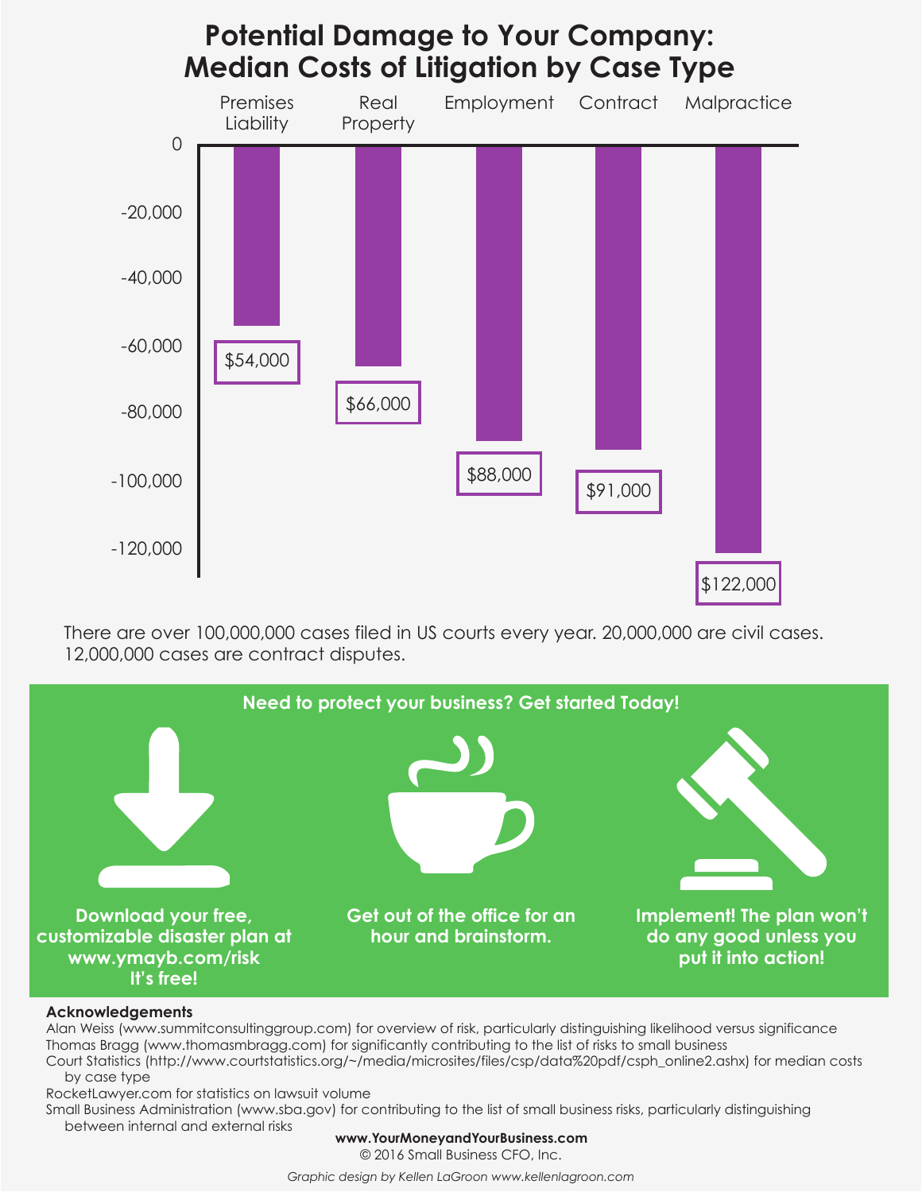# Potential Damage to Your Company: Median Costs of Litigation by Case Type

Premises Liability
Real Property
Employment
Contract
Malpractice

0
-20,000
-40,000
-60,000
-80,000
-100,000
-120,000

$54,000
$66,000
$88,000
$91,000
$122,000

There are over 100,000,000 cases filed in US courts every year. 20,000,000 are civil cases. 12,000,000 cases are contract disputes.

**Need to protect your business? Get started Today!**

**Download your free, customizable disaster plan at www.ymayb.com/risk It's free!**

**Get out of the office for an hour and brainstorm.**

**Implement! The plan won't do any good unless you put it into action!**

**Acknowledgements**

Alan Weiss (www.summitconsultinggroup.com) for overview of risk, particularly distinguishing likelihood versus significance
Thomas Bragg (www.thomasmbragg.com) for significantly contributing to the list of risks to small business
Court Statistics (http://www.courtstatistics.org/~/media/microsites/files/csp/data%20pdf/csph_online2.ashx) for median costs by case type
RocketLawyer.com for statistics on lawsuit volume
Small Business Administration (www.sba.gov) for contributing to the list of small business risks, particularly distinguishing between internal and external risks

**www.YourMoneyandYourBusiness.com**
© 2016 Small Business CFO, Inc.

*Graphic design by Kellen LaGroon www.kellenlagroon.com*